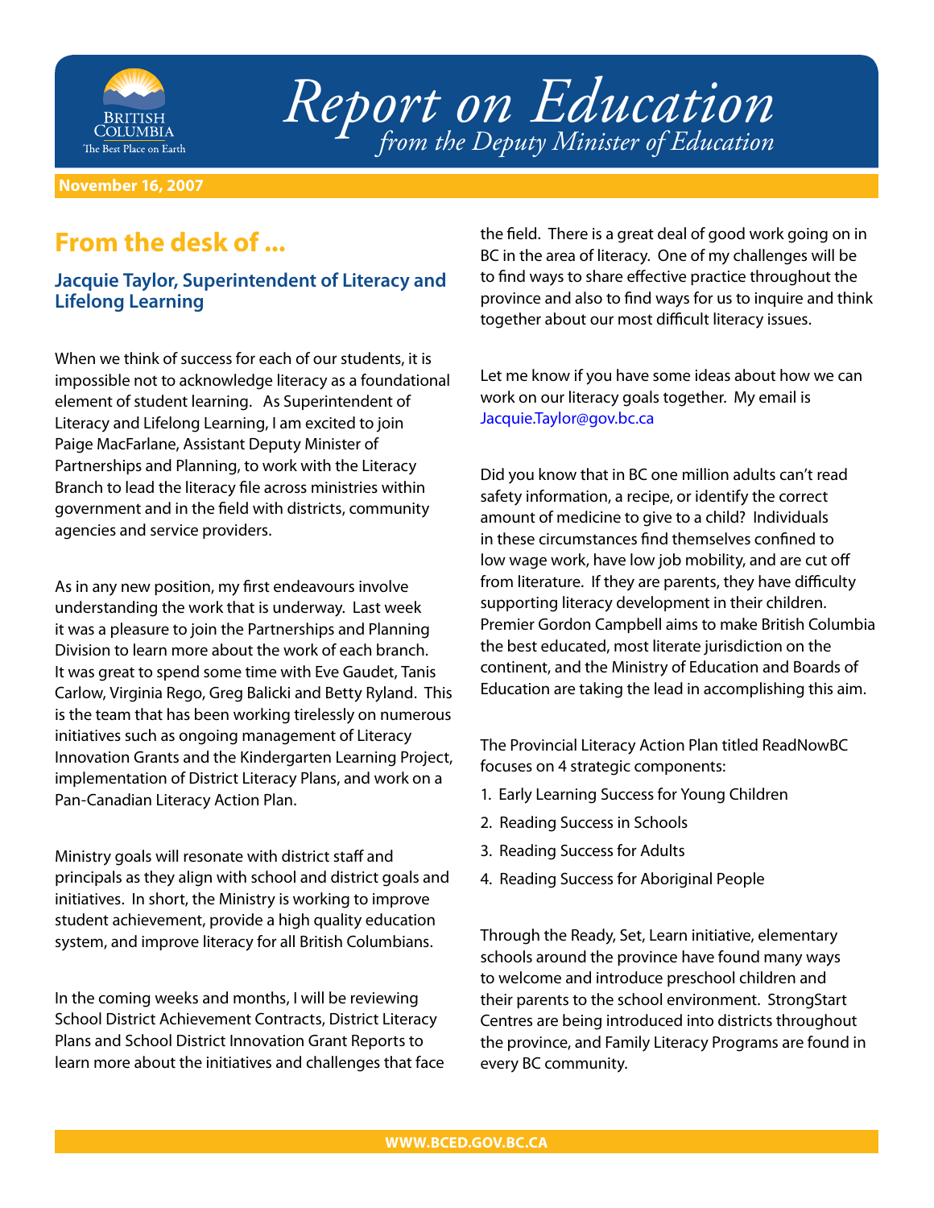# Report on Education

*from the Deputy Minister of Education*

**November 16, 2007**

## From the desk of ...

### Jacquie Taylor, Superintendent of Literacy and Lifelong Learning

When we think of success for each of our students, it is impossible not to acknowledge literacy as a foundational element of student learning. As Superintendent of Literacy and Lifelong Learning, I am excited to join Paige MacFarlane, Assistant Deputy Minister of Partnerships and Planning, to work with the Literacy Branch to lead the literacy file across ministries within government and in the field with districts, community agencies and service providers.

As in any new position, my first endeavours involve understanding the work that is underway. Last week it was a pleasure to join the Partnerships and Planning Division to learn more about the work of each branch. It was great to spend some time with Eve Gaudet, Tanis Carlow, Virginia Rego, Greg Balicki and Betty Ryland. This is the team that has been working tirelessly on numerous initiatives such as ongoing management of Literacy Innovation Grants and the Kindergarten Learning Project, implementation of District Literacy Plans, and work on a Pan-Canadian Literacy Action Plan.

Ministry goals will resonate with district staff and principals as they align with school and district goals and initiatives. In short, the Ministry is working to improve student achievement, provide a high quality education system, and improve literacy for all British Columbians.

In the coming weeks and months, I will be reviewing School District Achievement Contracts, District Literacy Plans and School District Innovation Grant Reports to learn more about the initiatives and challenges that face the field. There is a great deal of good work going on in BC in the area of literacy. One of my challenges will be to find ways to share effective practice throughout the province and also to find ways for us to inquire and think together about our most difficult literacy issues.

Let me know if you have some ideas about how we can work on our literacy goals together. My email is Jacquie.Taylor@gov.bc.ca

Did you know that in BC one million adults can't read safety information, a recipe, or identify the correct amount of medicine to give to a child? Individuals in these circumstances find themselves confined to low wage work, have low job mobility, and are cut off from literature. If they are parents, they have difficulty supporting literacy development in their children. Premier Gordon Campbell aims to make British Columbia the best educated, most literate jurisdiction on the continent, and the Ministry of Education and Boards of Education are taking the lead in accomplishing this aim.

The Provincial Literacy Action Plan titled ReadNowBC focuses on 4 strategic components:

1. Early Learning Success for Young Children
2. Reading Success in Schools
3. Reading Success for Adults
4. Reading Success for Aboriginal People

Through the Ready, Set, Learn initiative, elementary schools around the province have found many ways to welcome and introduce preschool children and their parents to the school environment. StrongStart Centres are being introduced into districts throughout the province, and Family Literacy Programs are found in every BC community.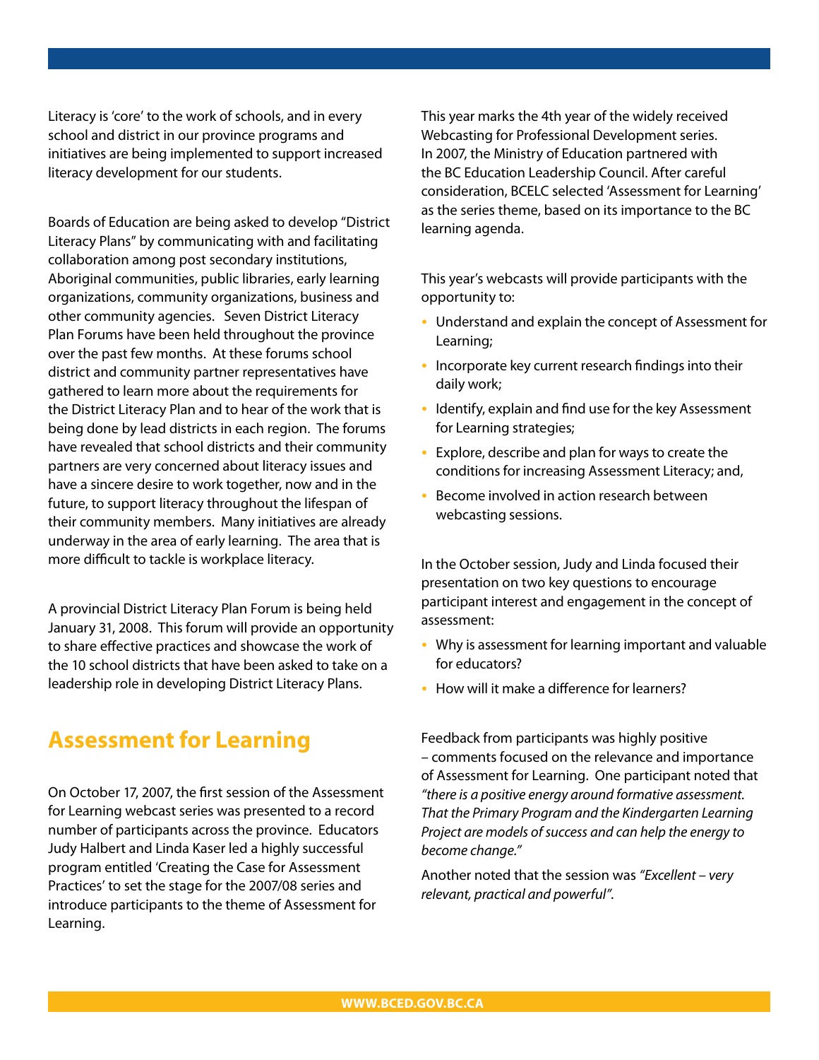Literacy is 'core' to the work of schools, and in every school and district in our province programs and initiatives are being implemented to support increased literacy development for our students.

Boards of Education are being asked to develop "District Literacy Plans" by communicating with and facilitating collaboration among post secondary institutions, Aboriginal communities, public libraries, early learning organizations, community organizations, business and other community agencies. Seven District Literacy Plan Forums have been held throughout the province over the past few months. At these forums school district and community partner representatives have gathered to learn more about the requirements for the District Literacy Plan and to hear of the work that is being done by lead districts in each region. The forums have revealed that school districts and their community partners are very concerned about literacy issues and have a sincere desire to work together, now and in the future, to support literacy throughout the lifespan of their community members. Many initiatives are already underway in the area of early learning. The area that is more difficult to tackle is workplace literacy.

A provincial District Literacy Plan Forum is being held January 31, 2008. This forum will provide an opportunity to share effective practices and showcase the work of the 10 school districts that have been asked to take on a leadership role in developing District Literacy Plans.

## Assessment for Learning

On October 17, 2007, the first session of the Assessment for Learning webcast series was presented to a record number of participants across the province. Educators Judy Halbert and Linda Kaser led a highly successful program entitled 'Creating the Case for Assessment Practices' to set the stage for the 2007/08 series and introduce participants to the theme of Assessment for Learning.

This year marks the 4th year of the widely received Webcasting for Professional Development series. In 2007, the Ministry of Education partnered with the BC Education Leadership Council. After careful consideration, BCELC selected 'Assessment for Learning' as the series theme, based on its importance to the BC learning agenda.

This year's webcasts will provide participants with the opportunity to:

- Understand and explain the concept of Assessment for Learning;
- Incorporate key current research findings into their daily work;
- Identify, explain and find use for the key Assessment for Learning strategies;
- Explore, describe and plan for ways to create the conditions for increasing Assessment Literacy; and,
- Become involved in action research between webcasting sessions.

In the October session, Judy and Linda focused their presentation on two key questions to encourage participant interest and engagement in the concept of assessment:

- Why is assessment for learning important and valuable for educators?
- How will it make a difference for learners?

Feedback from participants was highly positive – comments focused on the relevance and importance of Assessment for Learning. One participant noted that *"there is a positive energy around formative assessment. That the Primary Program and the Kindergarten Learning Project are models of success and can help the energy to become change."*

Another noted that the session was *"Excellent – very relevant, practical and powerful"*.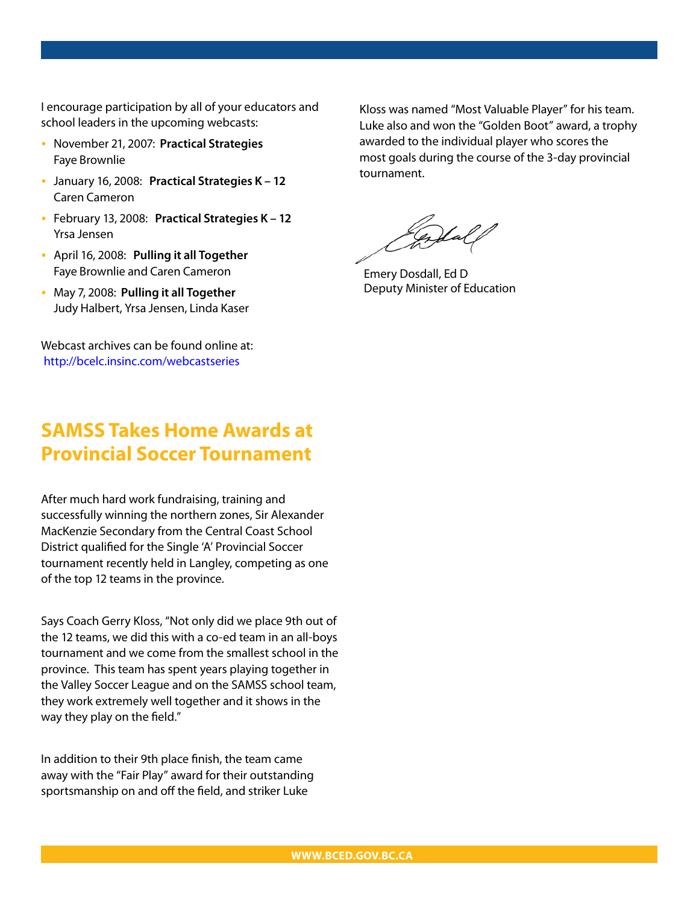I encourage participation by all of your educators and school leaders in the upcoming webcasts:

- November 21, 2007: **Practical Strategies**
  Faye Brownlie
- January 16, 2008: **Practical Strategies K – 12**
  Caren Cameron
- February 13, 2008: **Practical Strategies K – 12**
  Yrsa Jensen
- April 16, 2008: **Pulling it all Together**
  Faye Brownlie and Caren Cameron
- May 7, 2008: **Pulling it all Together**
  Judy Halbert, Yrsa Jensen, Linda Kaser

Webcast archives can be found online at:
http://bcelc.insinc.com/webcastseries

## SAMSS Takes Home Awards at Provincial Soccer Tournament

After much hard work fundraising, training and successfully winning the northern zones, Sir Alexander MacKenzie Secondary from the Central Coast School District qualified for the Single 'A' Provincial Soccer tournament recently held in Langley, competing as one of the top 12 teams in the province.

Says Coach Gerry Kloss, "Not only did we place 9th out of the 12 teams, we did this with a co-ed team in an all-boys tournament and we come from the smallest school in the province. This team has spent years playing together in the Valley Soccer League and on the SAMSS school team, they work extremely well together and it shows in the way they play on the field."

In addition to their 9th place finish, the team came away with the "Fair Play" award for their outstanding sportsmanship on and off the field, and striker Luke Kloss was named "Most Valuable Player" for his team. Luke also and won the "Golden Boot" award, a trophy awarded to the individual player who scores the most goals during the course of the 3-day provincial tournament.

Emery Dosdall, Ed D
Deputy Minister of Education